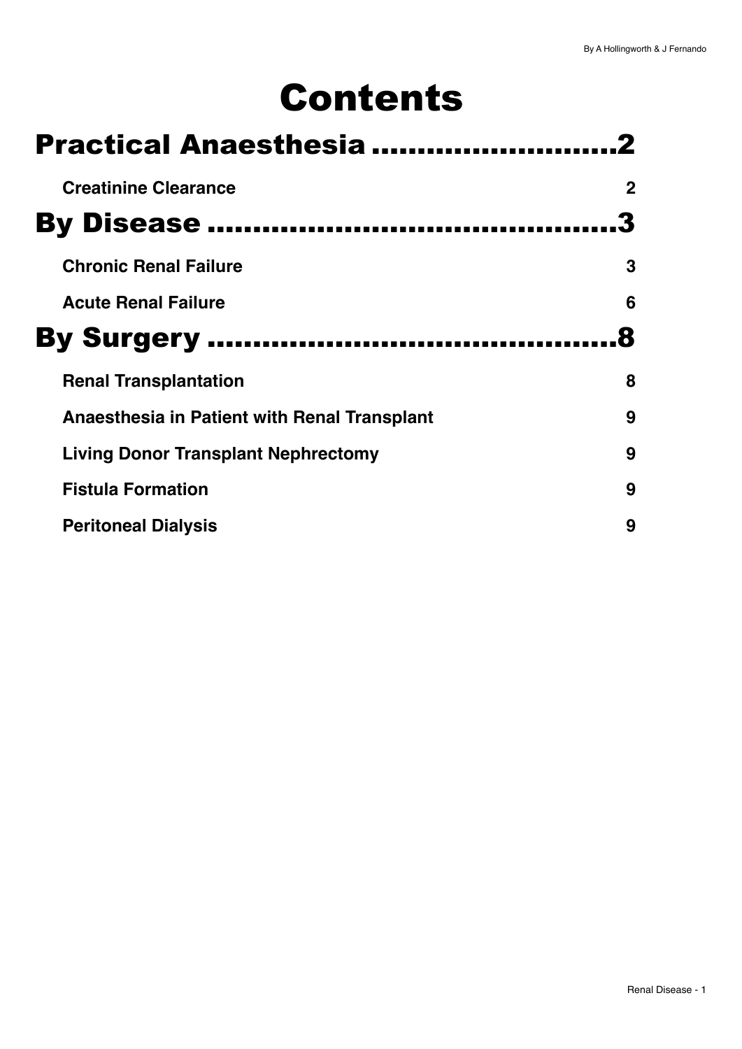# Contents

## Practical Anaesthesia ..........................2

**Creatinine Clearance** 2

## By Disease ............................................3

**Chronic Renal Failure** 3

**Acute Renal Failure** 6

## By Surgery ............................................8

**Renal Transplantation** 8

**Anaesthesia in Patient with Renal Transplant** 9

**Living Donor Transplant Nephrectomy** 9

**Fistula Formation** 9

**Peritoneal Dialysis** 9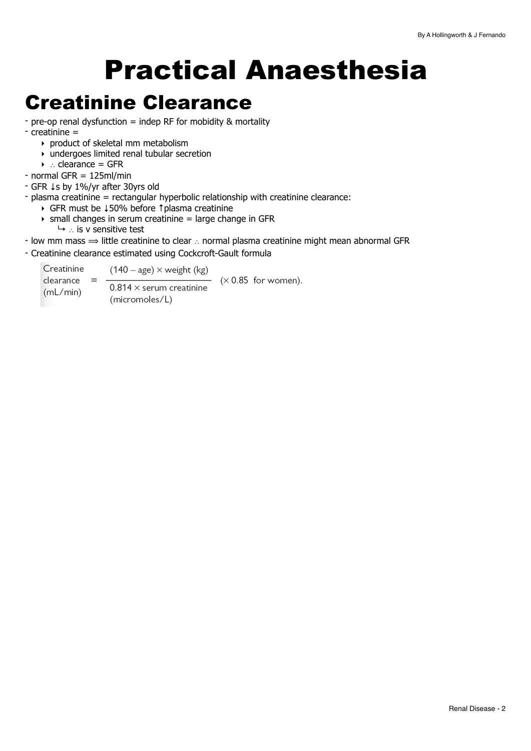# Practical Anaesthesia

## Creatinine Clearance

- pre-op renal dysfunction = indep RF for mobidity & mortality
- creatinine =
    - product of skeletal mm metabolism
    - undergoes limited renal tubular secretion
    - ∴ clearance = GFR
- normal GFR = 125ml/min
- GFR ↓s by 1%/yr after 30yrs old
- plasma creatinine = rectangular hyperbolic relationship with creatinine clearance:
    - GFR must be ↓50% before ↑plasma creatinine
    - small changes in serum creatinine = large change in GFR
        - ↳ ∴ is v sensitive test
- low mm mass ⟹ little creatinine to clear ∴ normal plasma creatinine might mean abnormal GFR
- Creatinine clearance estimated using Cockcroft-Gault formula

$$\text{Creatinine clearance (mL/min)} = \frac{(140 - \text{age}) \times \text{weight (kg)}}{0.814 \times \text{serum creatinine (micromoles/L)}} \quad (\times 0.85 \text{ for women}).$$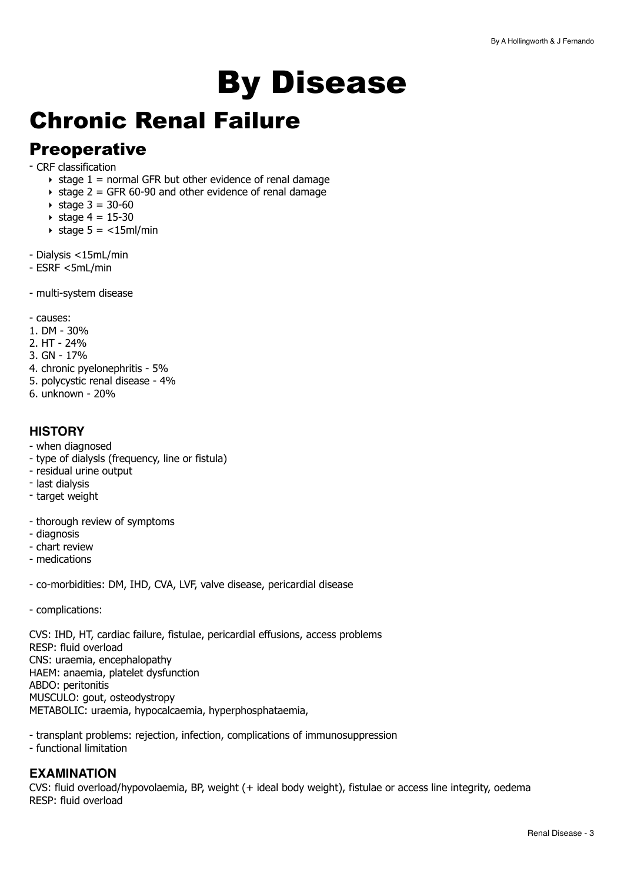# By Disease

## Chronic Renal Failure

### Preoperative

- CRF classification
    - stage 1 = normal GFR but other evidence of renal damage
    - stage 2 = GFR 60-90 and other evidence of renal damage
    - stage 3 = 30-60
    - stage 4 = 15-30
    - stage 5 = <15ml/min

- Dialysis <15mL/min
- ESRF <5mL/min

- multi-system disease

- causes:

1. DM - 30%
2. HT - 24%
3. GN - 17%
4. chronic pyelonephritis - 5%
5. polycystic renal disease - 4%
6. unknown - 20%

#### HISTORY

- when diagnosed
- type of dialysls (frequency, line or fistula)
- residual urine output
- last dialysis
- target weight

- thorough review of symptoms
- diagnosis
- chart review
- medications

- co-morbidities: DM, IHD, CVA, LVF, valve disease, pericardial disease

- complications:

CVS: IHD, HT, cardiac failure, fistulae, pericardial effusions, access problems
RESP: fluid overload
CNS: uraemia, encephalopathy
HAEM: anaemia, platelet dysfunction
ABDO: peritonitis
MUSCULO: gout, osteodystropy
METABOLIC: uraemia, hypocalcaemia, hyperphosphataemia,

- transplant problems: rejection, infection, complications of immunosuppression
- functional limitation

#### EXAMINATION

CVS: fluid overload/hypovolaemia, BP, weight (+ ideal body weight), fistulae or access line integrity, oedema
RESP: fluid overload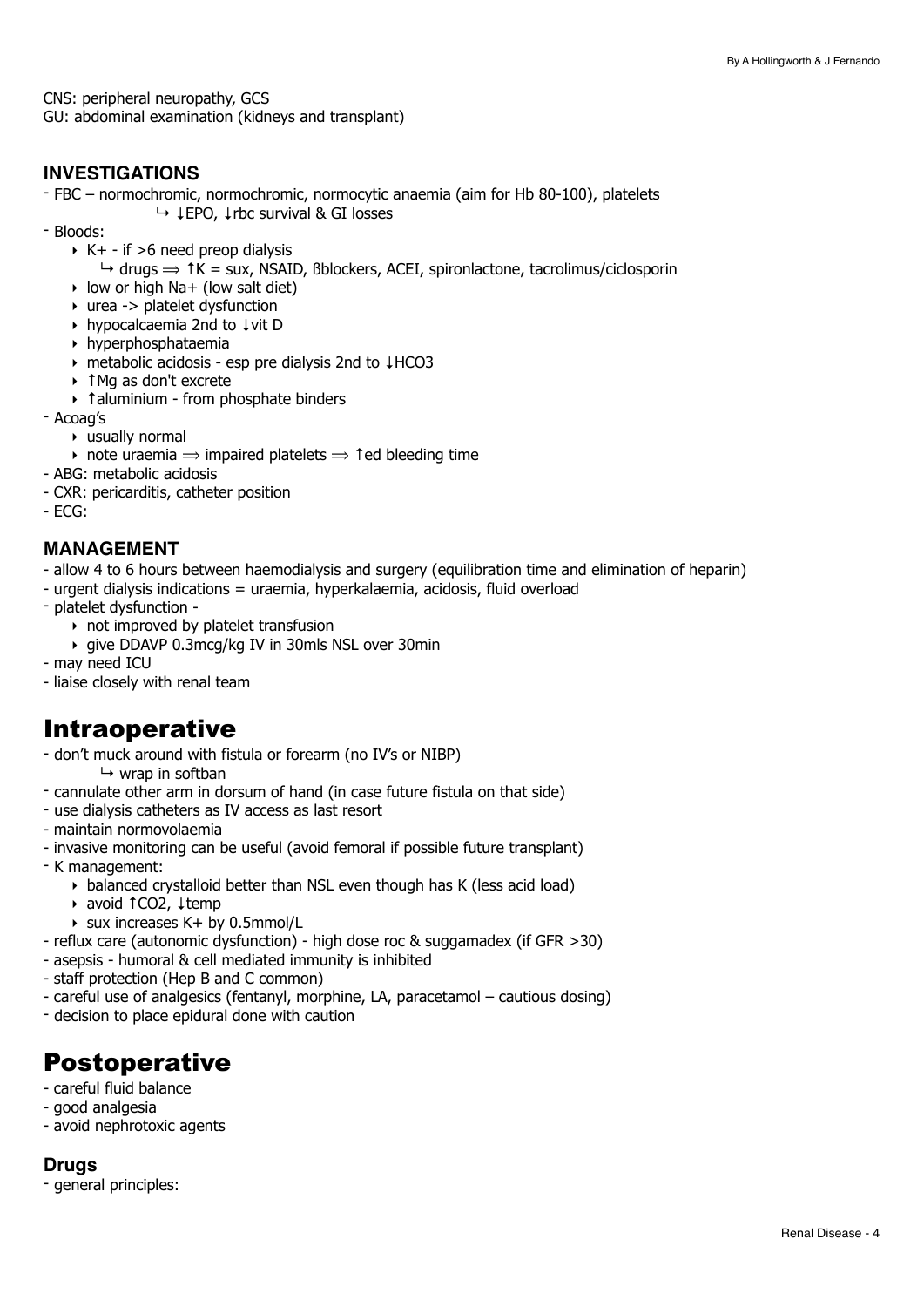CNS: peripheral neuropathy, GCS
GU: abdominal examination (kidneys and transplant)

### INVESTIGATIONS

- FBC – normochromic, normochromic, normocytic anaemia (aim for Hb 80-100), platelets
    - ↳ ↓EPO, ↓rbc survival & GI losses
- Bloods:
    - K+ - if >6 need preop dialysis
        - ↳ drugs ⟹ ↑K = sux, NSAID, ßblockers, ACEI, spironlactone, tacrolimus/ciclosporin
    - low or high Na+ (low salt diet)
    - urea -> platelet dysfunction
    - hypocalcaemia 2nd to ↓vit D
    - hyperphosphataemia
    - metabolic acidosis - esp pre dialysis 2nd to ↓HCO3
    - ↑Mg as don't excrete
    - ↑aluminium - from phosphate binders
- Acoag's
    - usually normal
    - note uraemia ⟹ impaired platelets ⟹ ↑ed bleeding time
- ABG: metabolic acidosis
- CXR: pericarditis, catheter position
- ECG:

### MANAGEMENT

- allow 4 to 6 hours between haemodialysis and surgery (equilibration time and elimination of heparin)
- urgent dialysis indications = uraemia, hyperkalaemia, acidosis, fluid overload
- platelet dysfunction -
    - not improved by platelet transfusion
    - give DDAVP 0.3mcg/kg IV in 30mls NSL over 30min
- may need ICU
- liaise closely with renal team

# Intraoperative

- don't muck around with fistula or forearm (no IV's or NIBP)
    - ↳ wrap in softban
- cannulate other arm in dorsum of hand (in case future fistula on that side)
- use dialysis catheters as IV access as last resort
- maintain normovolaemia
- invasive monitoring can be useful (avoid femoral if possible future transplant)
- K management:
    - balanced crystalloid better than NSL even though has K (less acid load)
    - avoid ↑CO2, ↓temp
    - sux increases K+ by 0.5mmol/L
- reflux care (autonomic dysfunction) - high dose roc & suggamadex (if GFR >30)
- asepsis - humoral & cell mediated immunity is inhibited
- staff protection (Hep B and C common)
- careful use of analgesics (fentanyl, morphine, LA, paracetamol – cautious dosing)
- decision to place epidural done with caution

# Postoperative

- careful fluid balance
- good analgesia
- avoid nephrotoxic agents

### Drugs

- general principles: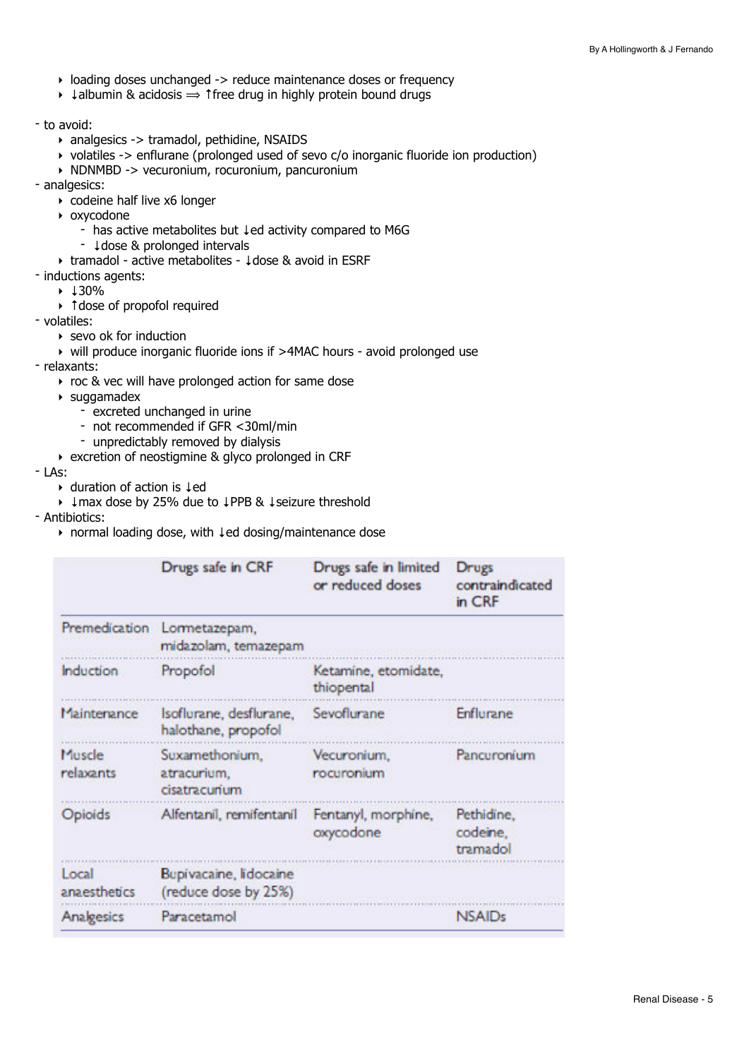- loading doses unchanged -> reduce maintenance doses or frequency
- ↓albumin & acidosis ⟹ ↑free drug in highly protein bound drugs

- to avoid:
  - analgesics -> tramadol, pethidine, NSAIDS
  - volatiles -> enflurane (prolonged used of sevo c/o inorganic fluoride ion production)
  - NDNMBD -> vecuronium, rocuronium, pancuronium
- analgesics:
  - codeine half live x6 longer
  - oxycodone
    - has active metabolites but ↓ed activity compared to M6G
    - ↓dose & prolonged intervals
  - tramadol - active metabolites - ↓dose & avoid in ESRF
- inductions agents:
  - ↓30%
  - ↑dose of propofol required
- volatiles:
  - sevo ok for induction
  - will produce inorganic fluoride ions if >4MAC hours - avoid prolonged use
- relaxants:
  - roc & vec will have prolonged action for same dose
  - suggamadex
    - excreted unchanged in urine
    - not recommended if GFR <30ml/min
    - unpredictably removed by dialysis
  - excretion of neostigmine & glyco prolonged in CRF
- LAs:
  - duration of action is ↓ed
  - ↓max dose by 25% due to ↓PPB & ↓seizure threshold
- Antibiotics:
  - normal loading dose, with ↓ed dosing/maintenance dose

| | Drugs safe in CRF | Drugs safe in limited or reduced doses | Drugs contraindicated in CRF |
|---|---|---|---|
| Premedication | Lormetazepam, midazolam, temazepam | | |
| Induction | Propofol | Ketamine, etomidate, thiopental | |
| Maintenance | Isoflurane, desflurane, halothane, propofol | Sevoflurane | Enflurane |
| Muscle relaxants | Suxamethonium, atracurium, cisatracurium | Vecuronium, rocuronium | Pancuronium |
| Opioids | Alfentanil, remifentanil | Fentanyl, morphine, oxycodone | Pethidine, codeine, tramadol |
| Local anaesthetics | Bupivacaine, lidocaine (reduce dose by 25%) | | |
| Analgesics | Paracetamol | | NSAIDs |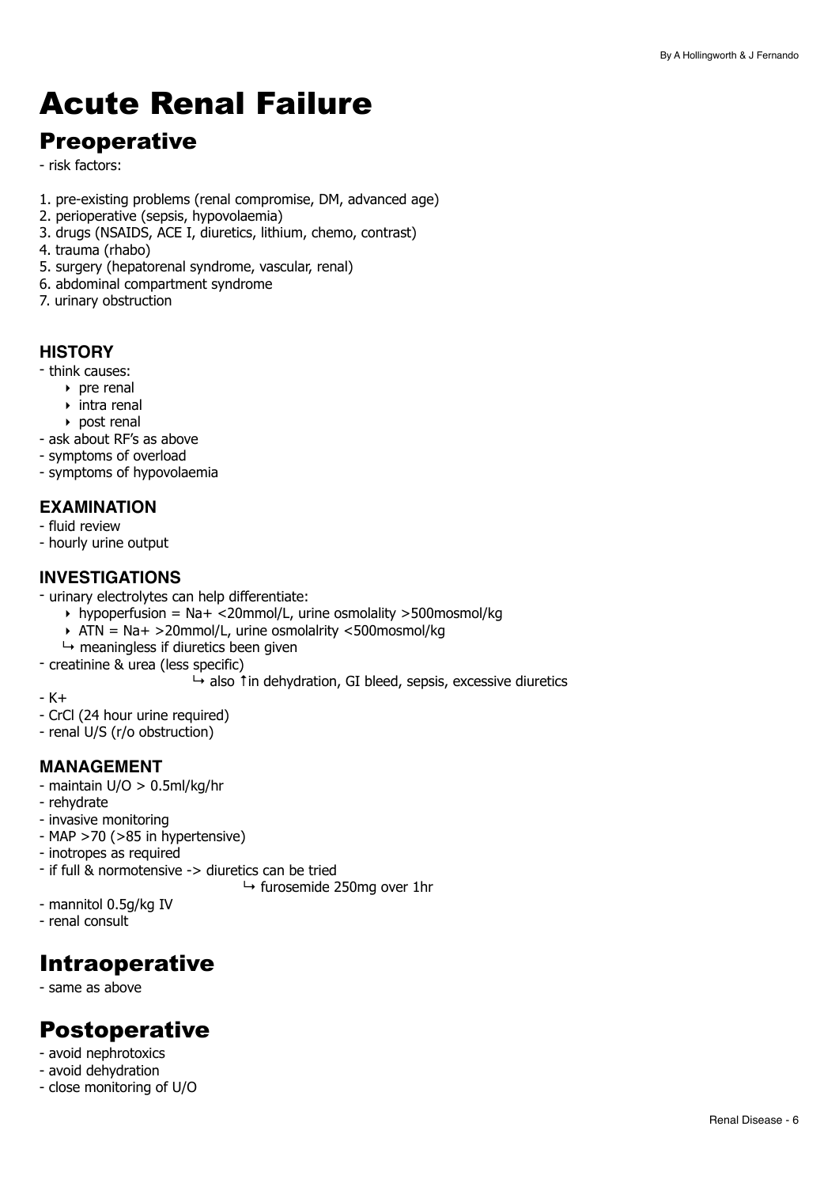# Acute Renal Failure

## Preoperative

- risk factors:

1. pre-existing problems (renal compromise, DM, advanced age)
2. perioperative (sepsis, hypovolaemia)
3. drugs (NSAIDS, ACE I, diuretics, lithium, chemo, contrast)
4. trauma (rhabo)
5. surgery (hepatorenal syndrome, vascular, renal)
6. abdominal compartment syndrome
7. urinary obstruction

### HISTORY

- think causes:
  - pre renal
  - intra renal
  - post renal
- ask about RF's as above
- symptoms of overload
- symptoms of hypovolaemia

### EXAMINATION

- fluid review
- hourly urine output

### INVESTIGATIONS

- urinary electrolytes can help differentiate:
  - hypoperfusion = $Na^+$ <20mmol/L, urine osmolality >500mosmol/kg
  - ATN = $Na^+$ >20mmol/L, urine osmolalrity <500mosmol/kg
  - ↳ meaningless if diuretics been given
- creatinine & urea (less specific)
  - ↳ also ↑in dehydration, GI bleed, sepsis, excessive diuretics
- $K^+$
- CrCl (24 hour urine required)
- renal U/S (r/o obstruction)

### MANAGEMENT

- maintain U/O > 0.5ml/kg/hr
- rehydrate
- invasive monitoring
- MAP >70 (>85 in hypertensive)
- inotropes as required
- if full & normotensive -> diuretics can be tried
  - ↳ furosemide 250mg over 1hr
- mannitol 0.5g/kg IV
- renal consult

## Intraoperative

- same as above

## Postoperative

- avoid nephrotoxics
- avoid dehydration
- close monitoring of U/O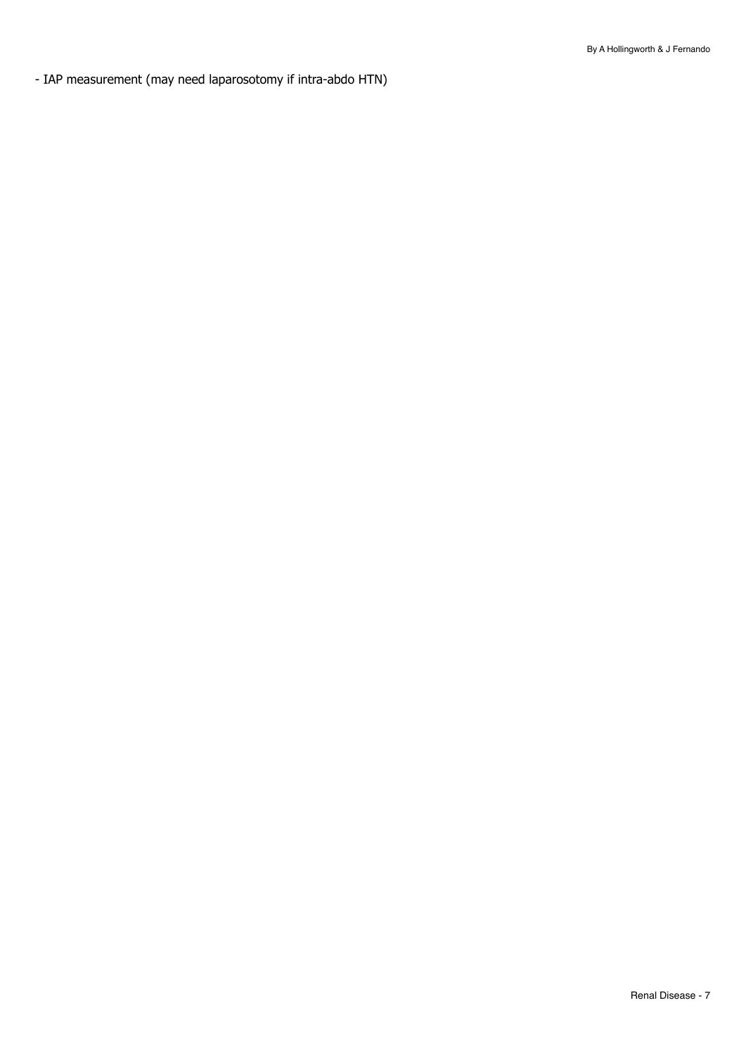- IAP measurement (may need laparosotomy if intra-abdo HTN)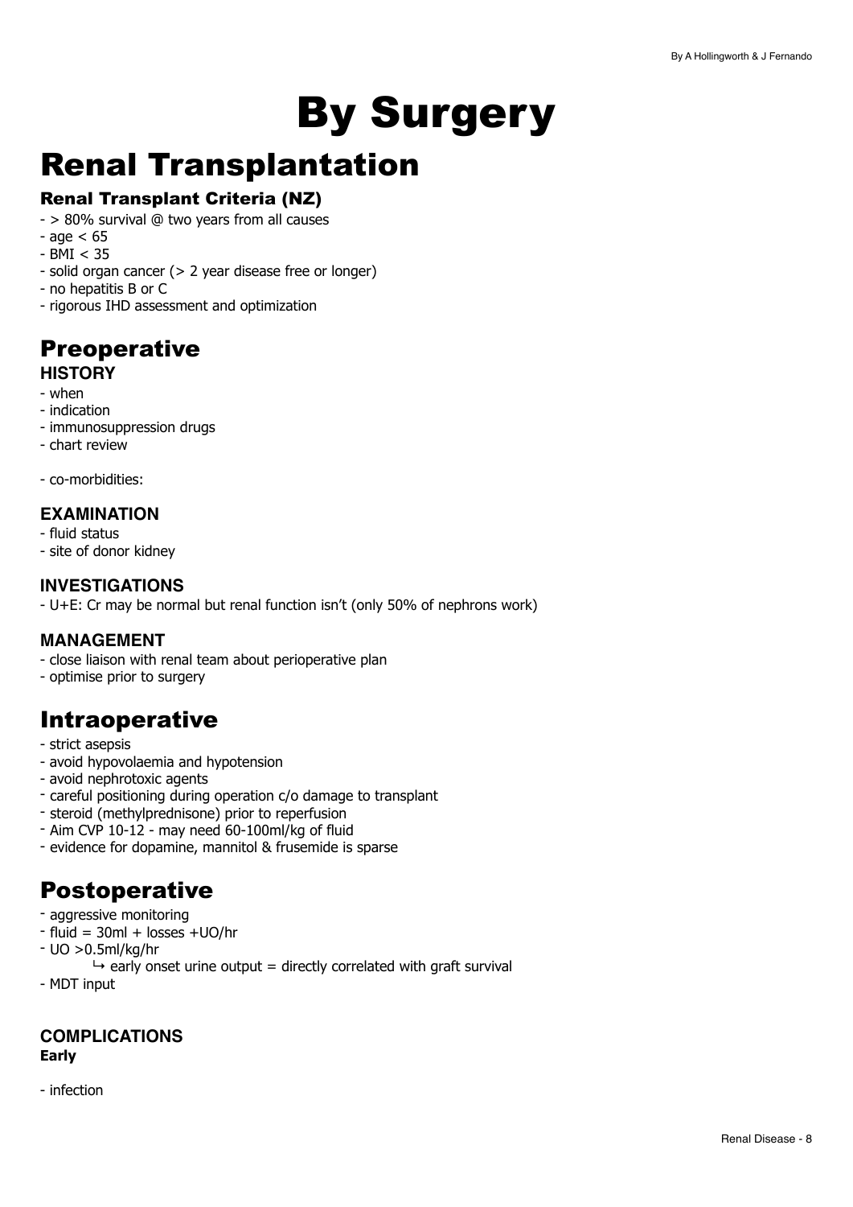# By Surgery

# Renal Transplantation

### Renal Transplant Criteria (NZ)

- > 80% survival @ two years from all causes
- age < 65
- BMI < 35
- solid organ cancer (> 2 year disease free or longer)
- no hepatitis B or C
- rigorous IHD assessment and optimization

## Preoperative

**HISTORY**

- when
- indication
- immunosuppression drugs
- chart review

- co-morbidities:

**EXAMINATION**

- fluid status
- site of donor kidney

**INVESTIGATIONS**

- U+E: Cr may be normal but renal function isn't (only 50% of nephrons work)

**MANAGEMENT**

- close liaison with renal team about perioperative plan
- optimise prior to surgery

## Intraoperative

- strict asepsis
- avoid hypovolaemia and hypotension
- avoid nephrotoxic agents
- careful positioning during operation c/o damage to transplant
- steroid (methylprednisone) prior to reperfusion
- Aim CVP 10-12 - may need 60-100ml/kg of fluid
- evidence for dopamine, mannitol & frusemide is sparse

## Postoperative

- aggressive monitoring
- fluid = 30ml + losses +UO/hr
- UO >0.5ml/kg/hr
    ↳ early onset urine output = directly correlated with graft survival
- MDT input

**COMPLICATIONS**

**Early**

- infection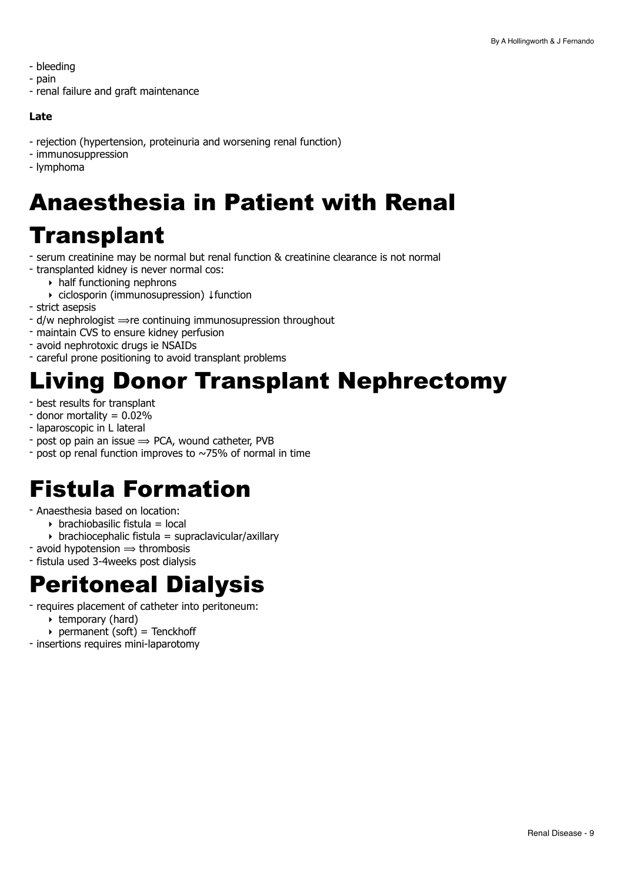- bleeding
- pain
- renal failure and graft maintenance

**Late**

- rejection (hypertension, proteinuria and worsening renal function)
- immunosuppression
- lymphoma

# Anaesthesia in Patient with Renal Transplant

- serum creatinine may be normal but renal function & creatinine clearance is not normal
- transplanted kidney is never normal cos:
    - half functioning nephrons
    - ciclosporin (immunosupression) ↓function
- strict asepsis
- d/w nephrologist ⟹re continuing immunosupression throughout
- maintain CVS to ensure kidney perfusion
- avoid nephrotoxic drugs ie NSAIDs
- careful prone positioning to avoid transplant problems

# Living Donor Transplant Nephrectomy

- best results for transplant
- donor mortality = 0.02%
- laparoscopic in L lateral
- post op pain an issue ⟹ PCA, wound catheter, PVB
- post op renal function improves to ~75% of normal in time

# Fistula Formation

- Anaesthesia based on location:
    - brachiobasilic fistula = local
    - brachiocephalic fistula = supraclavicular/axillary
- avoid hypotension ⟹ thrombosis
- fistula used 3-4weeks post dialysis

# Peritoneal Dialysis

- requires placement of catheter into peritoneum:
    - temporary (hard)
    - permanent (soft) = Tenckhoff
- insertions requires mini-laparotomy